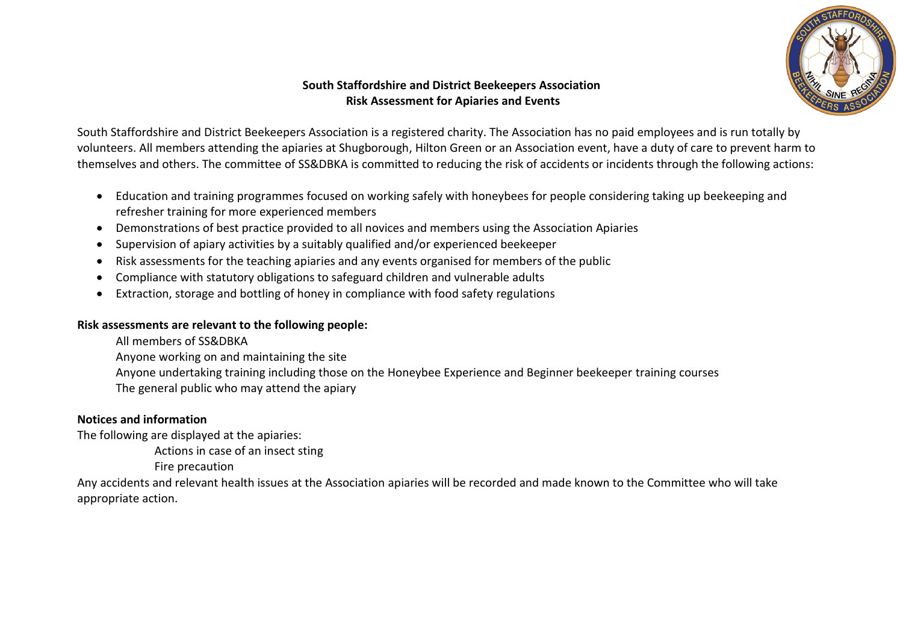# South Staffordshire and District Beekeepers Association
## Risk Assessment for Apiaries and Events

South Staffordshire and District Beekeepers Association is a registered charity. The Association has no paid employees and is run totally by volunteers. All members attending the apiaries at Shugborough, Hilton Green or an Association event, have a duty of care to prevent harm to themselves and others. The committee of SS&DBKA is committed to reducing the risk of accidents or incidents through the following actions:

- Education and training programmes focused on working safely with honeybees for people considering taking up beekeeping and refresher training for more experienced members
- Demonstrations of best practice provided to all novices and members using the Association Apiaries
- Supervision of apiary activities by a suitably qualified and/or experienced beekeeper
- Risk assessments for the teaching apiaries and any events organised for members of the public
- Compliance with statutory obligations to safeguard children and vulnerable adults
- Extraction, storage and bottling of honey in compliance with food safety regulations

**Risk assessments are relevant to the following people:**

All members of SS&DBKA
Anyone working on and maintaining the site
Anyone undertaking training including those on the Honeybee Experience and Beginner beekeeper training courses
The general public who may attend the apiary

**Notices and information**

The following are displayed at the apiaries:

Actions in case of an insect sting
Fire precaution

Any accidents and relevant health issues at the Association apiaries will be recorded and made known to the Committee who will take appropriate action.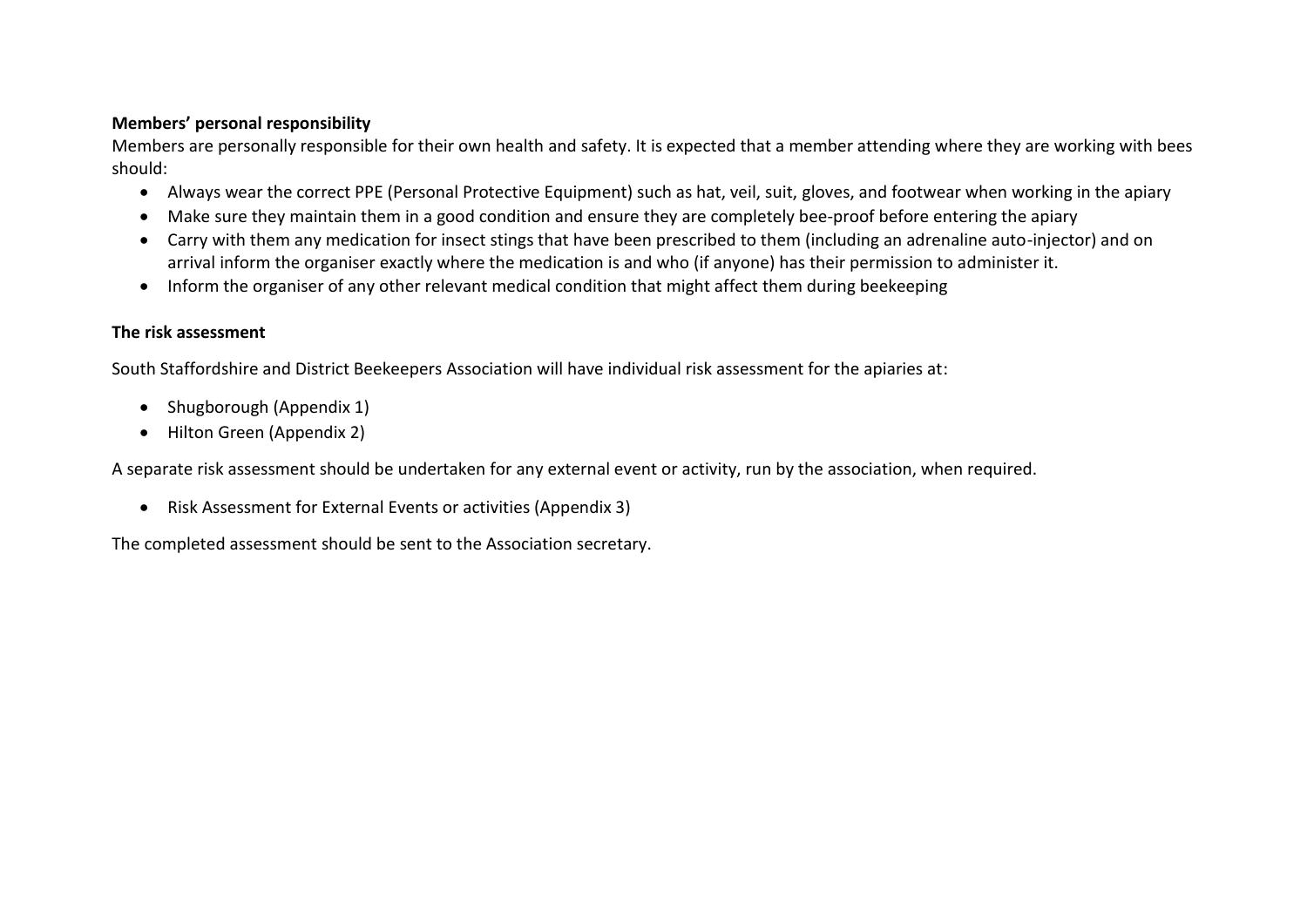**Members' personal responsibility**

Members are personally responsible for their own health and safety. It is expected that a member attending where they are working with bees should:

- Always wear the correct PPE (Personal Protective Equipment) such as hat, veil, suit, gloves, and footwear when working in the apiary
- Make sure they maintain them in a good condition and ensure they are completely bee-proof before entering the apiary
- Carry with them any medication for insect stings that have been prescribed to them (including an adrenaline auto-injector) and on arrival inform the organiser exactly where the medication is and who (if anyone) has their permission to administer it.
- Inform the organiser of any other relevant medical condition that might affect them during beekeeping

**The risk assessment**

South Staffordshire and District Beekeepers Association will have individual risk assessment for the apiaries at:

- Shugborough (Appendix 1)
- Hilton Green (Appendix 2)

A separate risk assessment should be undertaken for any external event or activity, run by the association, when required.

- Risk Assessment for External Events or activities (Appendix 3)

The completed assessment should be sent to the Association secretary.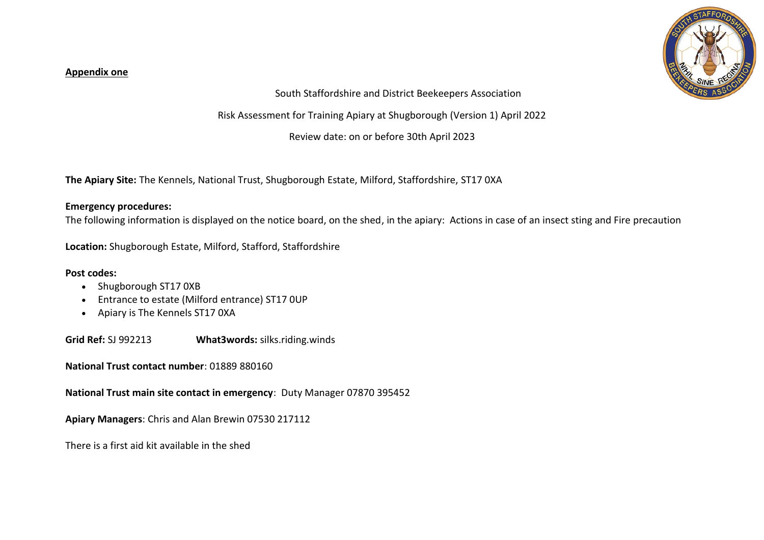**Appendix one**

South Staffordshire and District Beekeepers Association

Risk Assessment for Training Apiary at Shugborough (Version 1) April 2022

Review date: on or before 30th April 2023

**The Apiary Site:** The Kennels, National Trust, Shugborough Estate, Milford, Staffordshire, ST17 0XA

**Emergency procedures:**
The following information is displayed on the notice board, on the shed, in the apiary: Actions in case of an insect sting and Fire precaution

**Location:** Shugborough Estate, Milford, Stafford, Staffordshire

**Post codes:**

- Shugborough ST17 0XB
- Entrance to estate (Milford entrance) ST17 0UP
- Apiary is The Kennels ST17 0XA

**Grid Ref:** SJ 992213 **What3words:** silks.riding.winds

**National Trust contact number**: 01889 880160

**National Trust main site contact in emergency**: Duty Manager 07870 395452

**Apiary Managers**: Chris and Alan Brewin 07530 217112

There is a first aid kit available in the shed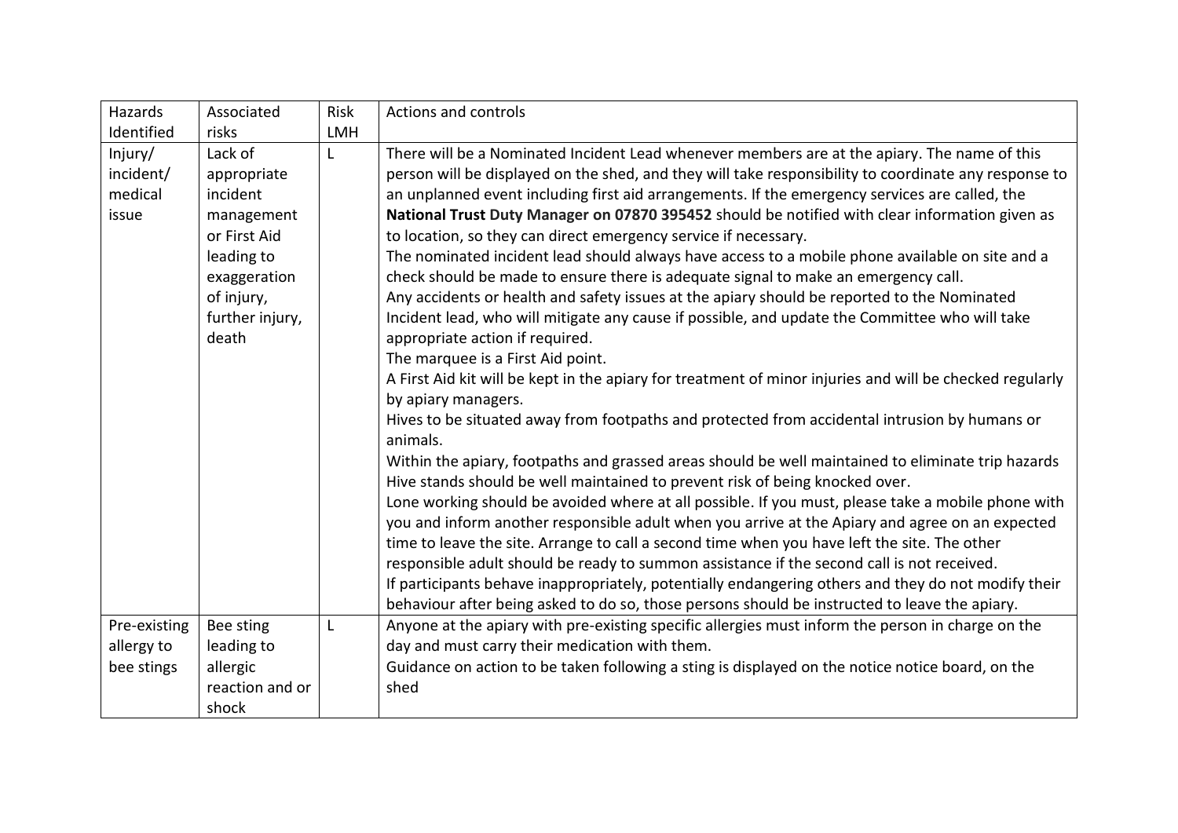| Hazards Identified | Associated risks | Risk LMH | Actions and controls |
|---|---|---|---|
| Injury/ incident/ medical issue | Lack of appropriate incident management or First Aid leading to exaggeration of injury, further injury, death | L | There will be a Nominated Incident Lead whenever members are at the apiary. The name of this person will be displayed on the shed, and they will take responsibility to coordinate any response to an unplanned event including first aid arrangements. If the emergency services are called, the **National Trust Duty Manager on 07870 395452** should be notified with clear information given as to location, so they can direct emergency service if necessary.<br>The nominated incident lead should always have access to a mobile phone available on site and a check should be made to ensure there is adequate signal to make an emergency call.<br>Any accidents or health and safety issues at the apiary should be reported to the Nominated Incident lead, who will mitigate any cause if possible, and update the Committee who will take appropriate action if required.<br>The marquee is a First Aid point.<br>A First Aid kit will be kept in the apiary for treatment of minor injuries and will be checked regularly by apiary managers.<br>Hives to be situated away from footpaths and protected from accidental intrusion by humans or animals.<br>Within the apiary, footpaths and grassed areas should be well maintained to eliminate trip hazards<br>Hive stands should be well maintained to prevent risk of being knocked over.<br>Lone working should be avoided where at all possible. If you must, please take a mobile phone with you and inform another responsible adult when you arrive at the Apiary and agree on an expected time to leave the site. Arrange to call a second time when you have left the site. The other responsible adult should be ready to summon assistance if the second call is not received.<br>If participants behave inappropriately, potentially endangering others and they do not modify their behaviour after being asked to do so, those persons should be instructed to leave the apiary. |
| Pre-existing allergy to bee stings | Bee sting leading to allergic reaction and or shock | L | Anyone at the apiary with pre-existing specific allergies must inform the person in charge on the day and must carry their medication with them.<br>Guidance on action to be taken following a sting is displayed on the notice notice board, on the shed |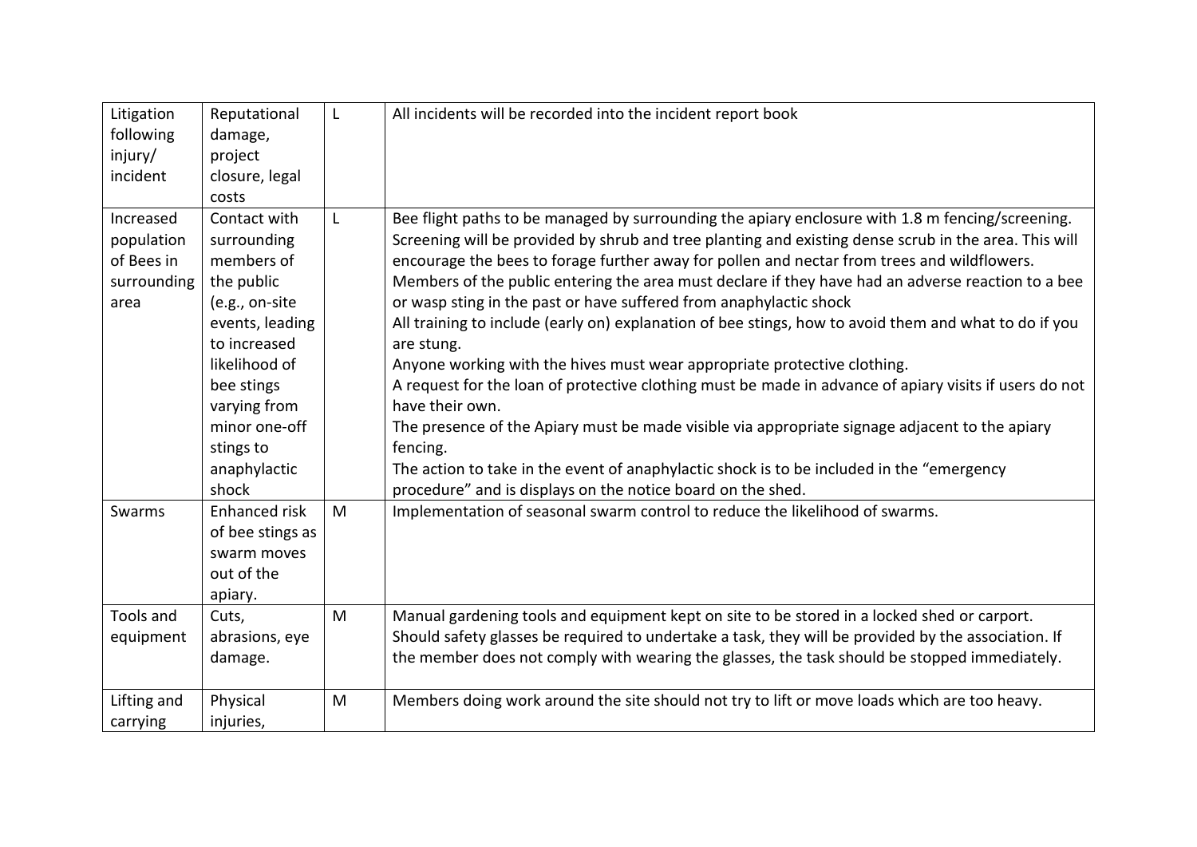| Litigation following injury/ incident | Reputational damage, project closure, legal costs | L | All incidents will be recorded into the incident report book |
|---|---|---|---|
| Increased population of Bees in surrounding area | Contact with surrounding members of the public (e.g., on-site events, leading to increased likelihood of bee stings varying from minor one-off stings to anaphylactic shock | L | Bee flight paths to be managed by surrounding the apiary enclosure with 1.8 m fencing/screening. Screening will be provided by shrub and tree planting and existing dense scrub in the area. This will encourage the bees to forage further away for pollen and nectar from trees and wildflowers.<br>Members of the public entering the area must declare if they have had an adverse reaction to a bee or wasp sting in the past or have suffered from anaphylactic shock<br>All training to include (early on) explanation of bee stings, how to avoid them and what to do if you are stung.<br>Anyone working with the hives must wear appropriate protective clothing.<br>A request for the loan of protective clothing must be made in advance of apiary visits if users do not have their own.<br>The presence of the Apiary must be made visible via appropriate signage adjacent to the apiary fencing.<br>The action to take in the event of anaphylactic shock is to be included in the "emergency procedure" and is displays on the notice board on the shed. |
| Swarms | Enhanced risk of bee stings as swarm moves out of the apiary. | M | Implementation of seasonal swarm control to reduce the likelihood of swarms. |
| Tools and equipment | Cuts, abrasions, eye damage. | M | Manual gardening tools and equipment kept on site to be stored in a locked shed or carport.<br>Should safety glasses be required to undertake a task, they will be provided by the association. If the member does not comply with wearing the glasses, the task should be stopped immediately. |
| Lifting and carrying | Physical injuries, | M | Members doing work around the site should not try to lift or move loads which are too heavy. |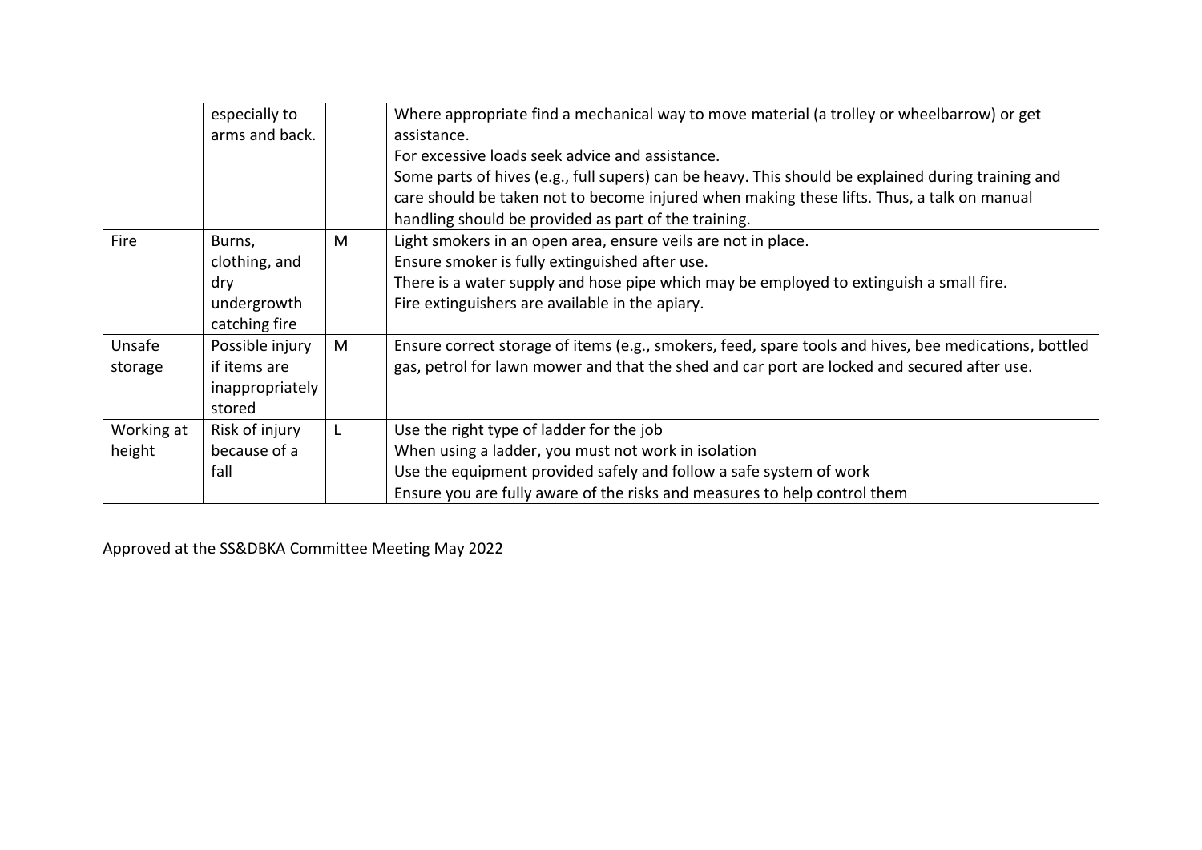|  |  |  |  |
|---|---|---|---|
|  | especially to arms and back. |  | Where appropriate find a mechanical way to move material (a trolley or wheelbarrow) or get assistance.<br>For excessive loads seek advice and assistance.<br>Some parts of hives (e.g., full supers) can be heavy. This should be explained during training and care should be taken not to become injured when making these lifts. Thus, a talk on manual handling should be provided as part of the training. |
| Fire | Burns, clothing, and dry undergrowth catching fire | M | Light smokers in an open area, ensure veils are not in place.<br>Ensure smoker is fully extinguished after use.<br>There is a water supply and hose pipe which may be employed to extinguish a small fire.<br>Fire extinguishers are available in the apiary. |
| Unsafe storage | Possible injury if items are inappropriately stored | M | Ensure correct storage of items (e.g., smokers, feed, spare tools and hives, bee medications, bottled gas, petrol for lawn mower and that the shed and car port are locked and secured after use. |
| Working at height | Risk of injury because of a fall | L | Use the right type of ladder for the job<br>When using a ladder, you must not work in isolation<br>Use the equipment provided safely and follow a safe system of work<br>Ensure you are fully aware of the risks and measures to help control them |

Approved at the SS&DBKA Committee Meeting May 2022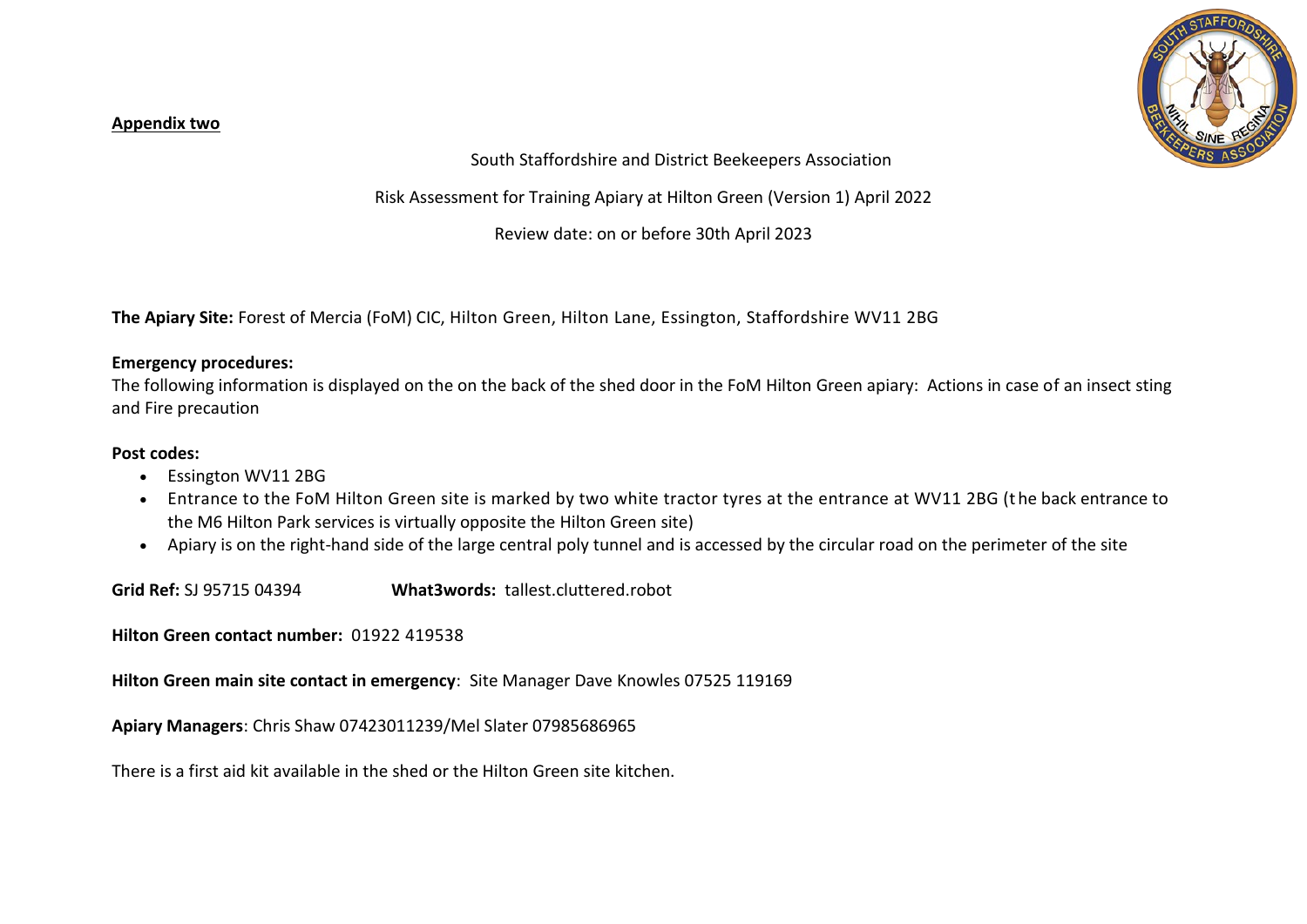**Appendix two**

South Staffordshire and District Beekeepers Association

Risk Assessment for Training Apiary at Hilton Green (Version 1) April 2022

Review date: on or before 30th April 2023

**The Apiary Site:** Forest of Mercia (FoM) CIC, Hilton Green, Hilton Lane, Essington, Staffordshire WV11 2BG

**Emergency procedures:**
The following information is displayed on the on the back of the shed door in the FoM Hilton Green apiary: Actions in case of an insect sting and Fire precaution

**Post codes:**

- Essington WV11 2BG
- Entrance to the FoM Hilton Green site is marked by two white tractor tyres at the entrance at WV11 2BG (the back entrance to the M6 Hilton Park services is virtually opposite the Hilton Green site)
- Apiary is on the right-hand side of the large central poly tunnel and is accessed by the circular road on the perimeter of the site

**Grid Ref:** SJ 95715 04394 **What3words:** tallest.cluttered.robot

**Hilton Green contact number:** 01922 419538

**Hilton Green main site contact in emergency**: Site Manager Dave Knowles 07525 119169

**Apiary Managers**: Chris Shaw 07423011239/Mel Slater 07985686965

There is a first aid kit available in the shed or the Hilton Green site kitchen.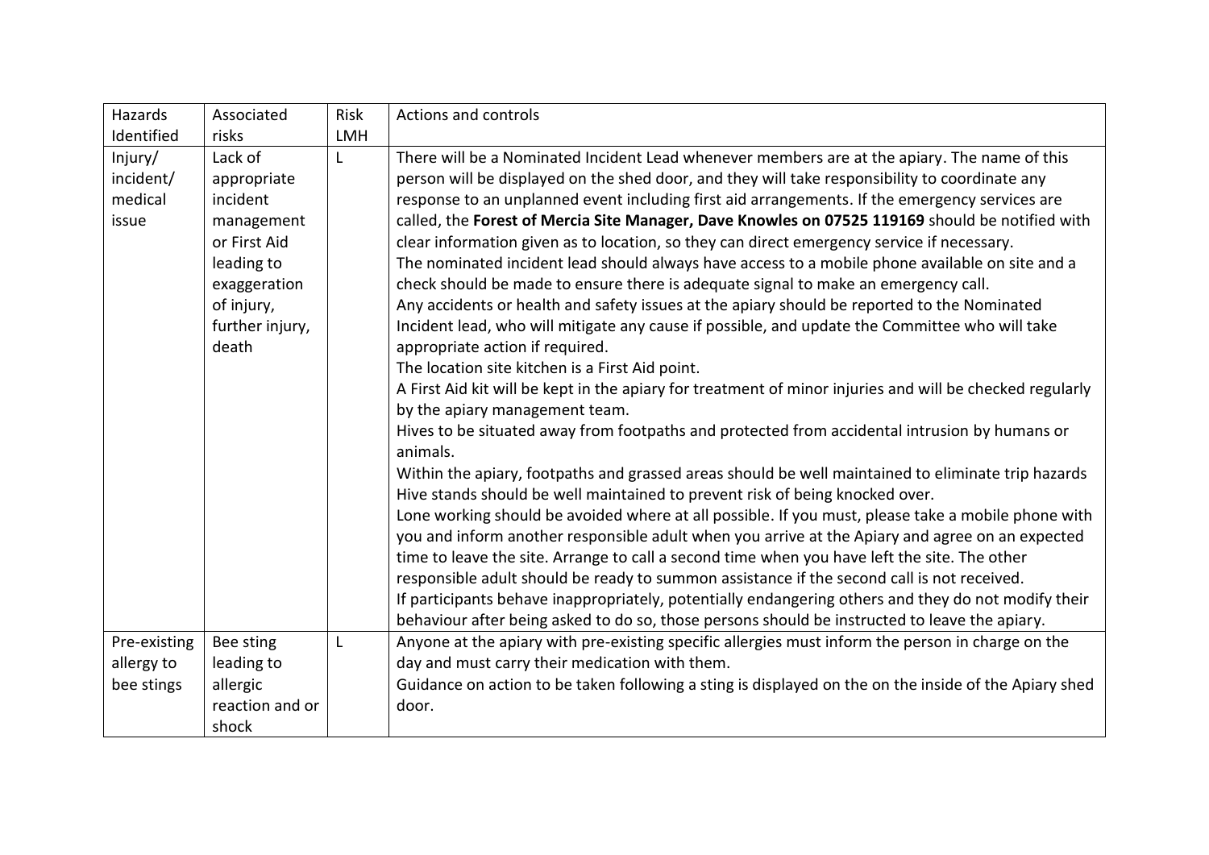| Hazards Identified | Associated risks | Risk LMH | Actions and controls |
|---|---|---|---|
| Injury/ incident/ medical issue | Lack of appropriate incident management or First Aid leading to exaggeration of injury, further injury, death | L | There will be a Nominated Incident Lead whenever members are at the apiary. The name of this person will be displayed on the shed door, and they will take responsibility to coordinate any response to an unplanned event including first aid arrangements. If the emergency services are called, the **Forest of Mercia Site Manager, Dave Knowles on 07525 119169** should be notified with clear information given as to location, so they can direct emergency service if necessary.<br>The nominated incident lead should always have access to a mobile phone available on site and a check should be made to ensure there is adequate signal to make an emergency call.<br>Any accidents or health and safety issues at the apiary should be reported to the Nominated Incident lead, who will mitigate any cause if possible, and update the Committee who will take appropriate action if required.<br>The location site kitchen is a First Aid point.<br>A First Aid kit will be kept in the apiary for treatment of minor injuries and will be checked regularly by the apiary management team.<br>Hives to be situated away from footpaths and protected from accidental intrusion by humans or animals.<br>Within the apiary, footpaths and grassed areas should be well maintained to eliminate trip hazards<br>Hive stands should be well maintained to prevent risk of being knocked over.<br>Lone working should be avoided where at all possible. If you must, please take a mobile phone with you and inform another responsible adult when you arrive at the Apiary and agree on an expected time to leave the site. Arrange to call a second time when you have left the site. The other responsible adult should be ready to summon assistance if the second call is not received.<br>If participants behave inappropriately, potentially endangering others and they do not modify their behaviour after being asked to do so, those persons should be instructed to leave the apiary. |
| Pre-existing allergy to bee stings | Bee sting leading to allergic reaction and or shock | L | Anyone at the apiary with pre-existing specific allergies must inform the person in charge on the day and must carry their medication with them.<br>Guidance on action to be taken following a sting is displayed on the on the inside of the Apiary shed door. |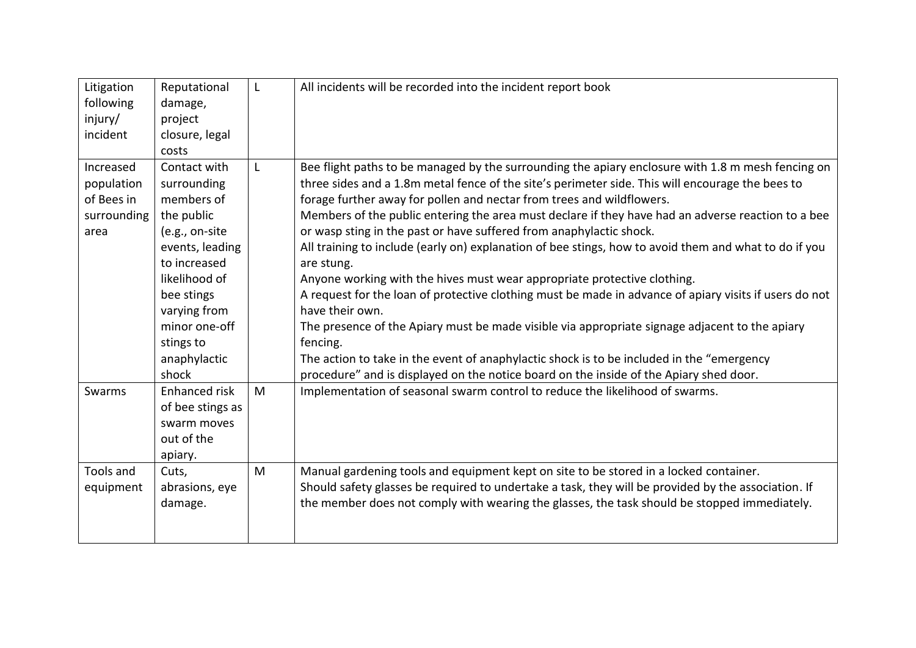| Litigation following injury/ incident | Reputational damage, project closure, legal costs | L | All incidents will be recorded into the incident report book |
|---|---|---|---|
| Increased population of Bees in surrounding area | Contact with surrounding members of the public (e.g., on-site events, leading to increased likelihood of bee stings varying from minor one-off stings to anaphylactic shock | L | Bee flight paths to be managed by the surrounding the apiary enclosure with 1.8 m mesh fencing on three sides and a 1.8m metal fence of the site's perimeter side. This will encourage the bees to forage further away for pollen and nectar from trees and wildflowers.<br>Members of the public entering the area must declare if they have had an adverse reaction to a bee or wasp sting in the past or have suffered from anaphylactic shock.<br>All training to include (early on) explanation of bee stings, how to avoid them and what to do if you are stung.<br>Anyone working with the hives must wear appropriate protective clothing.<br>A request for the loan of protective clothing must be made in advance of apiary visits if users do not have their own.<br>The presence of the Apiary must be made visible via appropriate signage adjacent to the apiary fencing.<br>The action to take in the event of anaphylactic shock is to be included in the "emergency procedure" and is displayed on the notice board on the inside of the Apiary shed door. |
| Swarms | Enhanced risk of bee stings as swarm moves out of the apiary. | M | Implementation of seasonal swarm control to reduce the likelihood of swarms. |
| Tools and equipment | Cuts, abrasions, eye damage. | M | Manual gardening tools and equipment kept on site to be stored in a locked container.<br>Should safety glasses be required to undertake a task, they will be provided by the association. If the member does not comply with wearing the glasses, the task should be stopped immediately. |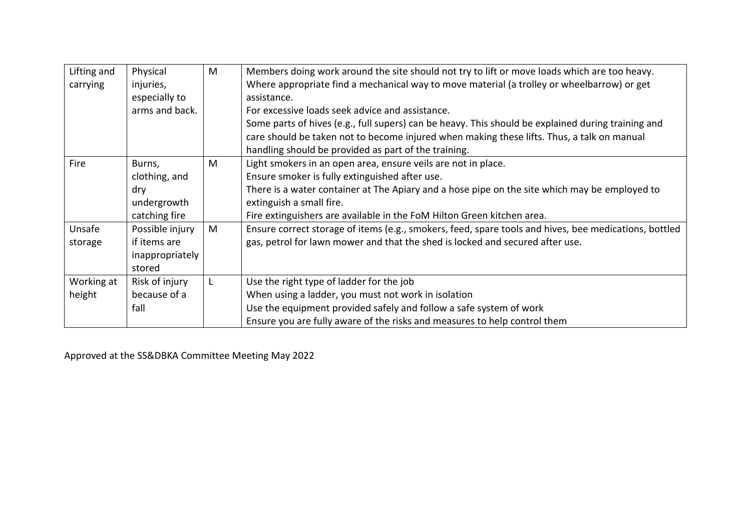| | | | |
|---|---|---|---|
| Lifting and carrying | Physical injuries, especially to arms and back. | M | Members doing work around the site should not try to lift or move loads which are too heavy.<br>Where appropriate find a mechanical way to move material (a trolley or wheelbarrow) or get assistance.<br>For excessive loads seek advice and assistance.<br>Some parts of hives (e.g., full supers) can be heavy. This should be explained during training and care should be taken not to become injured when making these lifts. Thus, a talk on manual handling should be provided as part of the training. |
| Fire | Burns, clothing, and dry undergrowth catching fire | M | Light smokers in an open area, ensure veils are not in place.<br>Ensure smoker is fully extinguished after use.<br>There is a water container at The Apiary and a hose pipe on the site which may be employed to extinguish a small fire.<br>Fire extinguishers are available in the FoM Hilton Green kitchen area. |
| Unsafe storage | Possible injury if items are inappropriately stored | M | Ensure correct storage of items (e.g., smokers, feed, spare tools and hives, bee medications, bottled gas, petrol for lawn mower and that the shed is locked and secured after use. |
| Working at height | Risk of injury because of a fall | L | Use the right type of ladder for the job<br>When using a ladder, you must not work in isolation<br>Use the equipment provided safely and follow a safe system of work<br>Ensure you are fully aware of the risks and measures to help control them |

Approved at the SS&DBKA Committee Meeting May 2022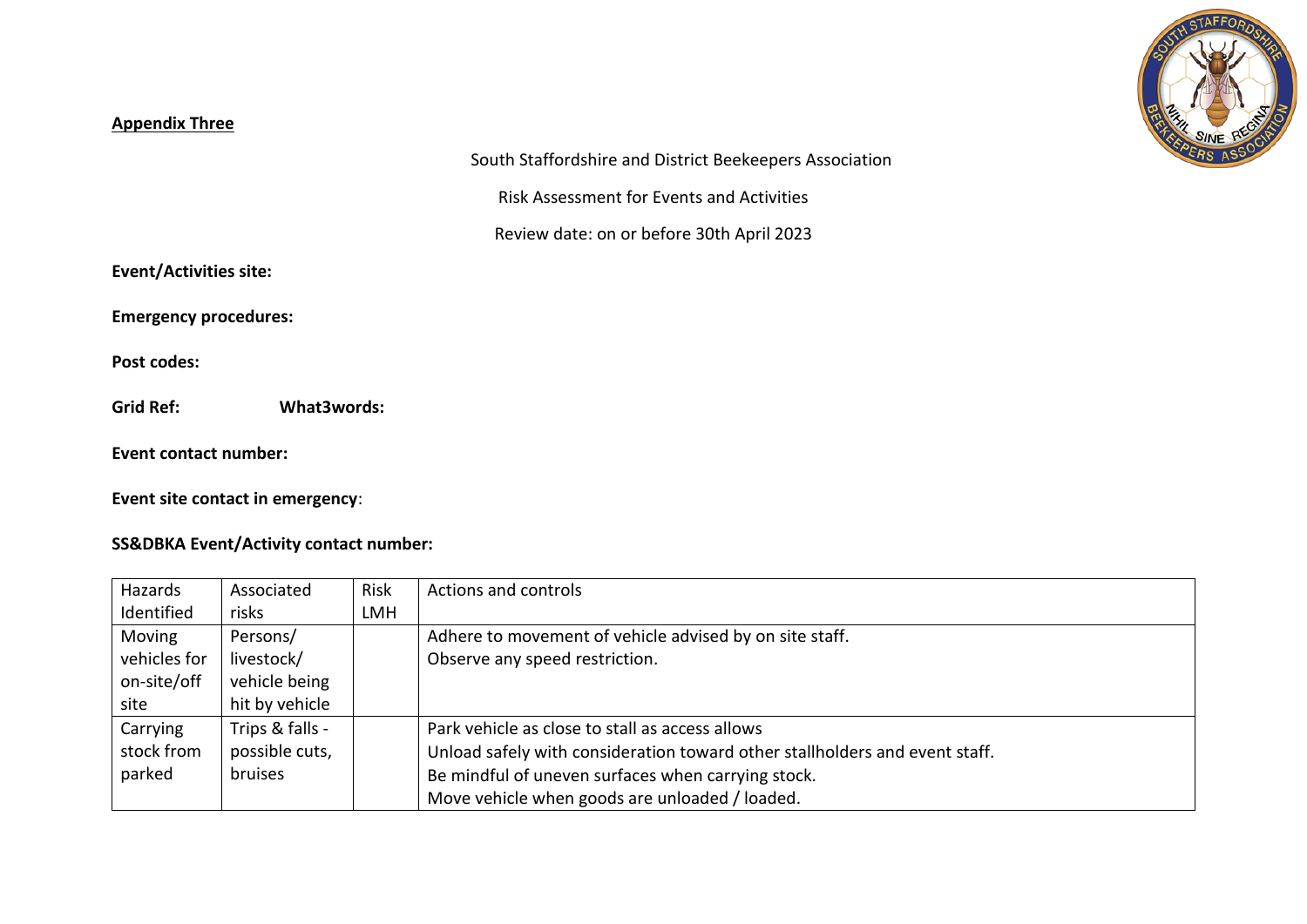**Appendix Three**

South Staffordshire and District Beekeepers Association

Risk Assessment for Events and Activities

Review date: on or before 30th April 2023

**Event/Activities site:**

**Emergency procedures:**

**Post codes:**

**Grid Ref:** **What3words:**

**Event contact number:**

**Event site contact in emergency**:

**SS&DBKA Event/Activity contact number:**

| Hazards Identified | Associated risks | Risk LMH | Actions and controls |
|---|---|---|---|
| Moving vehicles for on-site/off site | Persons/ livestock/ vehicle being hit by vehicle | | Adhere to movement of vehicle advised by on site staff.<br>Observe any speed restriction. |
| Carrying stock from parked | Trips & falls - possible cuts, bruises | | Park vehicle as close to stall as access allows<br>Unload safely with consideration toward other stallholders and event staff.<br>Be mindful of uneven surfaces when carrying stock.<br>Move vehicle when goods are unloaded / loaded. |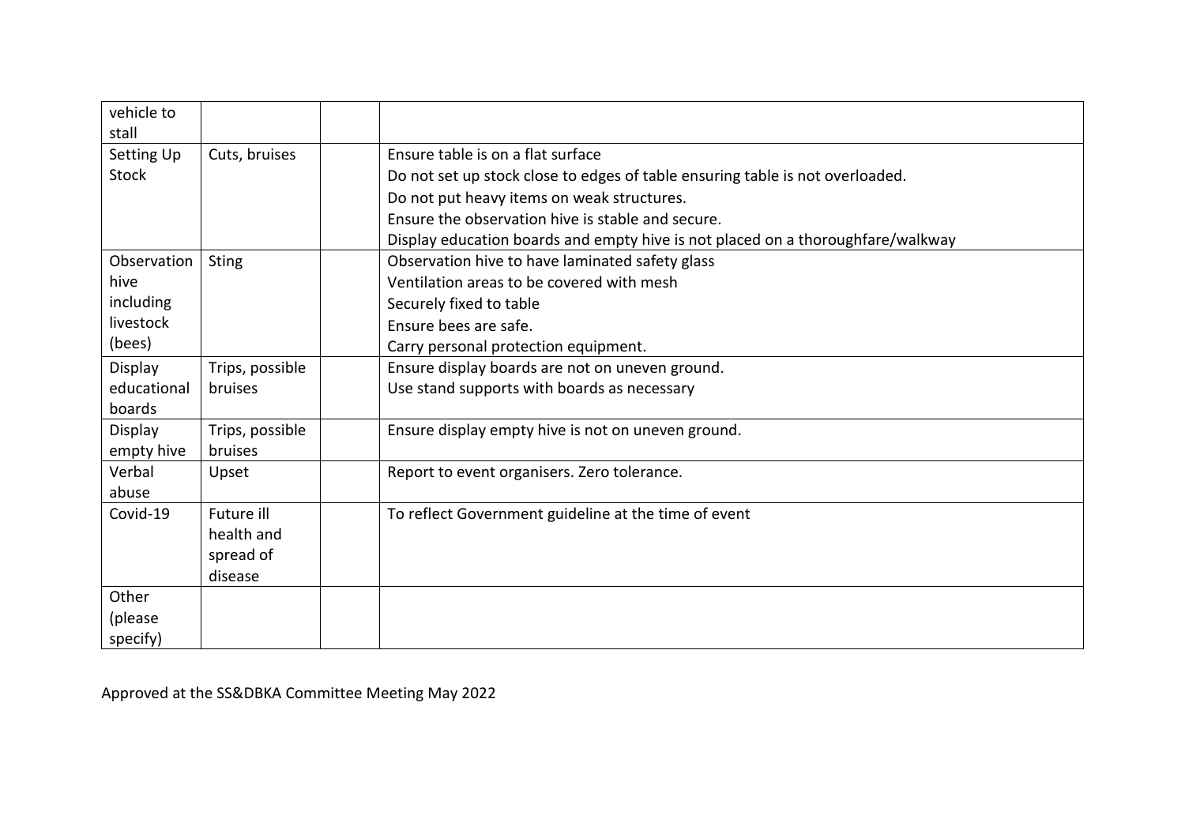| | | | |
|---|---|---|---|
| vehicle to stall | | | |
| Setting Up Stock | Cuts, bruises | | Ensure table is on a flat surface<br>Do not set up stock close to edges of table ensuring table is not overloaded.<br>Do not put heavy items on weak structures.<br>Ensure the observation hive is stable and secure.<br>Display education boards and empty hive is not placed on a thoroughfare/walkway |
| Observation hive including livestock (bees) | Sting | | Observation hive to have laminated safety glass<br>Ventilation areas to be covered with mesh<br>Securely fixed to table<br>Ensure bees are safe.<br>Carry personal protection equipment. |
| Display educational boards | Trips, possible bruises | | Ensure display boards are not on uneven ground.<br>Use stand supports with boards as necessary |
| Display empty hive | Trips, possible bruises | | Ensure display empty hive is not on uneven ground. |
| Verbal abuse | Upset | | Report to event organisers. Zero tolerance. |
| Covid-19 | Future ill health and spread of disease | | To reflect Government guideline at the time of event |
| Other (please specify) | | | |

Approved at the SS&DBKA Committee Meeting May 2022